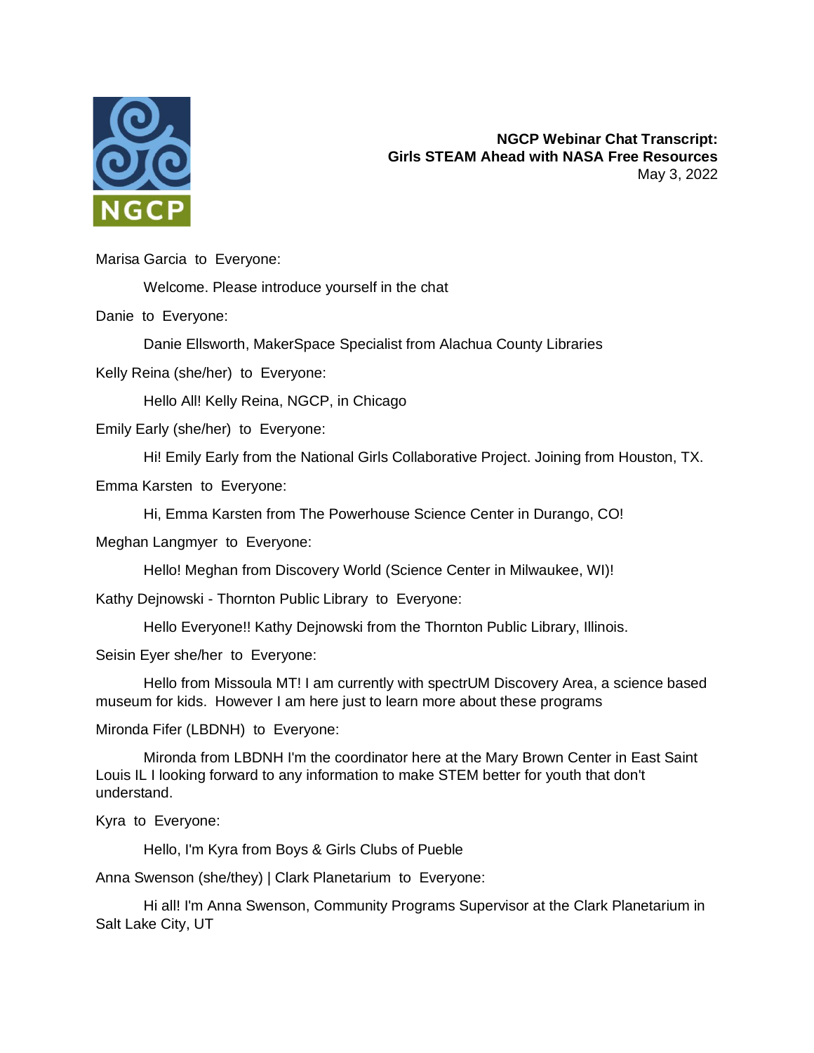**NGCP Webinar Chat Transcript:**
**Girls STEAM Ahead with NASA Free Resources**
May 3, 2022

Marisa Garcia to Everyone:

Welcome. Please introduce yourself in the chat

Danie to Everyone:

Danie Ellsworth, MakerSpace Specialist from Alachua County Libraries

Kelly Reina (she/her) to Everyone:

Hello All! Kelly Reina, NGCP, in Chicago

Emily Early (she/her) to Everyone:

Hi! Emily Early from the National Girls Collaborative Project. Joining from Houston, TX.

Emma Karsten to Everyone:

Hi, Emma Karsten from The Powerhouse Science Center in Durango, CO!

Meghan Langmyer to Everyone:

Hello! Meghan from Discovery World (Science Center in Milwaukee, WI)!

Kathy Dejnowski - Thornton Public Library to Everyone:

Hello Everyone!! Kathy Dejnowski from the Thornton Public Library, Illinois.

Seisin Eyer she/her to Everyone:

Hello from Missoula MT! I am currently with spectrUM Discovery Area, a science based museum for kids. However I am here just to learn more about these programs

Mironda Fifer (LBDNH) to Everyone:

Mironda from LBDNH I'm the coordinator here at the Mary Brown Center in East Saint Louis IL I looking forward to any information to make STEM better for youth that don't understand.

Kyra to Everyone:

Hello, I'm Kyra from Boys & Girls Clubs of Pueble

Anna Swenson (she/they) | Clark Planetarium to Everyone:

Hi all! I'm Anna Swenson, Community Programs Supervisor at the Clark Planetarium in Salt Lake City, UT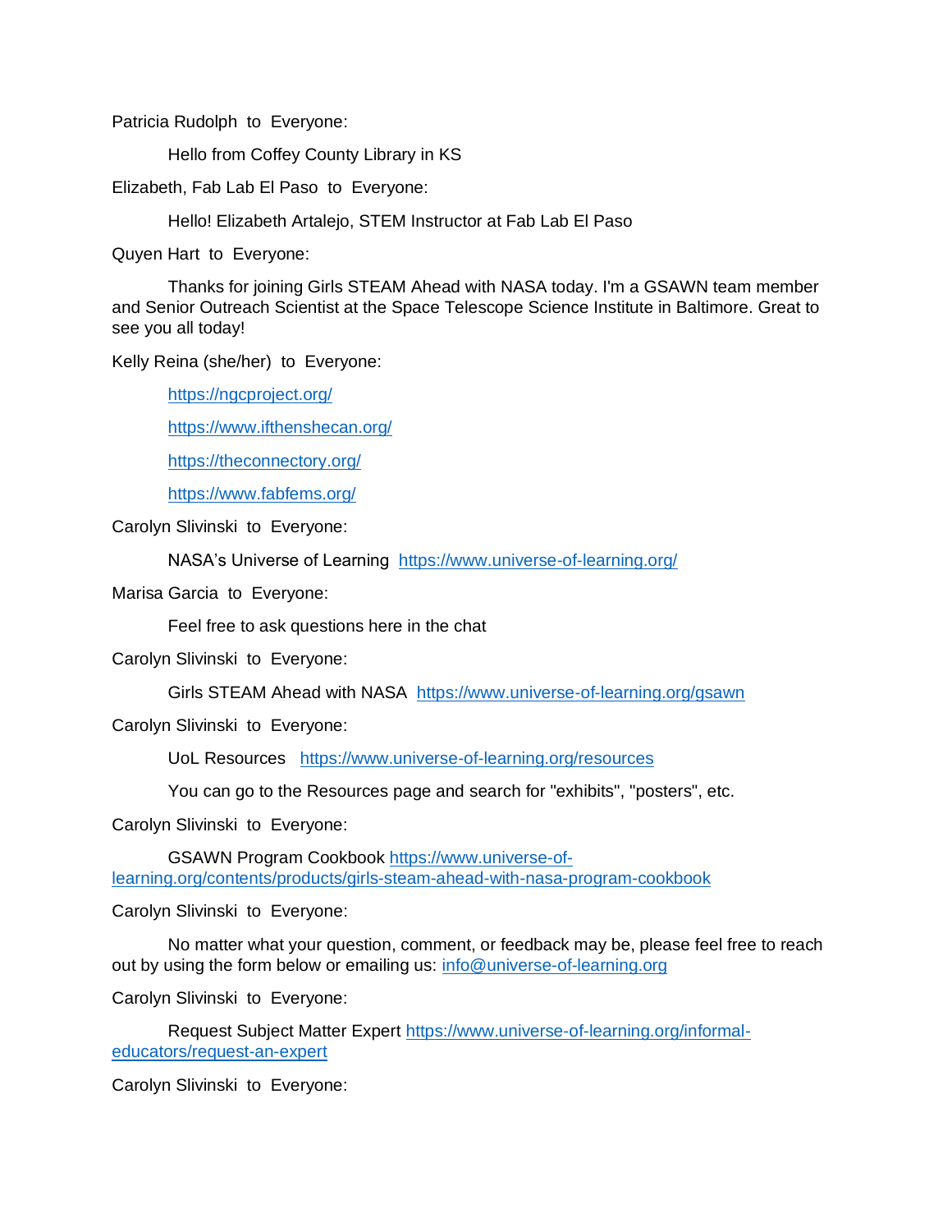Patricia Rudolph  to  Everyone:

Hello from Coffey County Library in KS

Elizabeth, Fab Lab El Paso  to  Everyone:

Hello! Elizabeth Artalejo, STEM Instructor at Fab Lab El Paso

Quyen Hart  to  Everyone:

Thanks for joining Girls STEAM Ahead with NASA today. I'm a GSAWN team member and Senior Outreach Scientist at the Space Telescope Science Institute in Baltimore. Great to see you all today!

Kelly Reina (she/her)  to  Everyone:

https://ngcproject.org/

https://www.ifthenshecan.org/

https://theconnectory.org/

https://www.fabfems.org/

Carolyn Slivinski  to  Everyone:

NASA's Universe of Learning  https://www.universe-of-learning.org/

Marisa Garcia  to  Everyone:

Feel free to ask questions here in the chat

Carolyn Slivinski  to  Everyone:

Girls STEAM Ahead with NASA  https://www.universe-of-learning.org/gsawn

Carolyn Slivinski  to  Everyone:

UoL Resources  https://www.universe-of-learning.org/resources

You can go to the Resources page and search for "exhibits", "posters", etc.

Carolyn Slivinski  to  Everyone:

GSAWN Program Cookbook https://www.universe-of-learning.org/contents/products/girls-steam-ahead-with-nasa-program-cookbook

Carolyn Slivinski  to  Everyone:

No matter what your question, comment, or feedback may be, please feel free to reach out by using the form below or emailing us: info@universe-of-learning.org

Carolyn Slivinski  to  Everyone:

Request Subject Matter Expert https://www.universe-of-learning.org/informal-educators/request-an-expert

Carolyn Slivinski  to  Everyone: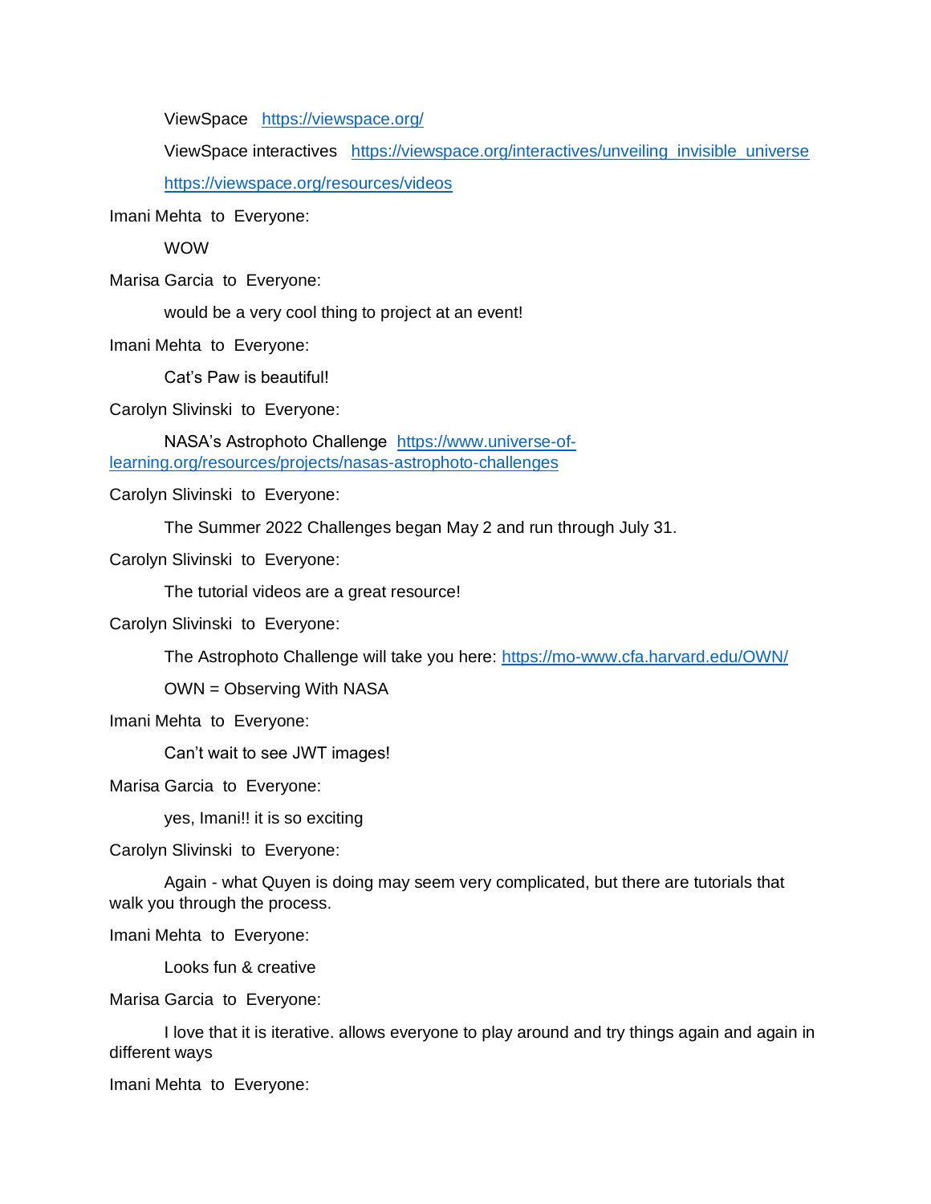ViewSpace https://viewspace.org/

ViewSpace interactives https://viewspace.org/interactives/unveiling_invisible_universe

https://viewspace.org/resources/videos

Imani Mehta to Everyone:

WOW

Marisa Garcia to Everyone:

would be a very cool thing to project at an event!

Imani Mehta to Everyone:

Cat's Paw is beautiful!

Carolyn Slivinski to Everyone:

NASA's Astrophoto Challenge https://www.universe-of-learning.org/resources/projects/nasas-astrophoto-challenges

Carolyn Slivinski to Everyone:

The Summer 2022 Challenges began May 2 and run through July 31.

Carolyn Slivinski to Everyone:

The tutorial videos are a great resource!

Carolyn Slivinski to Everyone:

The Astrophoto Challenge will take you here: https://mo-www.cfa.harvard.edu/OWN/

OWN = Observing With NASA

Imani Mehta to Everyone:

Can't wait to see JWT images!

Marisa Garcia to Everyone:

yes, Imani!! it is so exciting

Carolyn Slivinski to Everyone:

Again - what Quyen is doing may seem very complicated, but there are tutorials that walk you through the process.

Imani Mehta to Everyone:

Looks fun & creative

Marisa Garcia to Everyone:

I love that it is iterative. allows everyone to play around and try things again and again in different ways

Imani Mehta to Everyone: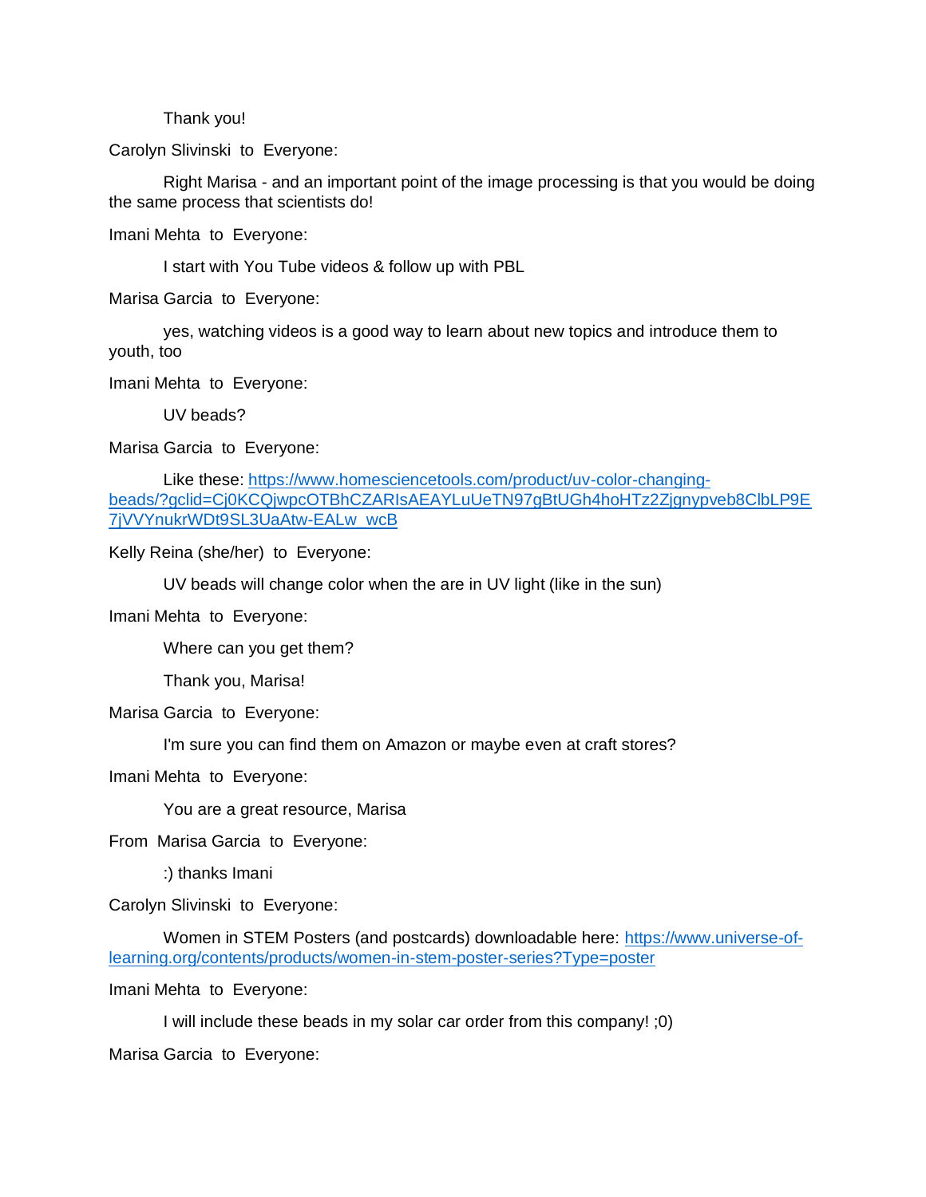Thank you!

Carolyn Slivinski to Everyone:

Right Marisa - and an important point of the image processing is that you would be doing the same process that scientists do!

Imani Mehta to Everyone:

I start with You Tube videos & follow up with PBL

Marisa Garcia to Everyone:

yes, watching videos is a good way to learn about new topics and introduce them to youth, too

Imani Mehta to Everyone:

UV beads?

Marisa Garcia to Everyone:

Like these: https://www.homesciencetools.com/product/uv-color-changing-beads/?gclid=Cj0KCQjwpcOTBhCZARIsAEAYLuUeTN97gBtUGh4hoHTz2Zjgnypveb8ClbLP9E7jVVYnukrWDt9SL3UaAtw-EALw_wcB

Kelly Reina (she/her) to Everyone:

UV beads will change color when the are in UV light (like in the sun)

Imani Mehta to Everyone:

Where can you get them?

Thank you, Marisa!

Marisa Garcia to Everyone:

I'm sure you can find them on Amazon or maybe even at craft stores?

Imani Mehta to Everyone:

You are a great resource, Marisa

From Marisa Garcia to Everyone:

:) thanks Imani

Carolyn Slivinski to Everyone:

Women in STEM Posters (and postcards) downloadable here: https://www.universe-of-learning.org/contents/products/women-in-stem-poster-series?Type=poster

Imani Mehta to Everyone:

I will include these beads in my solar car order from this company! ;0)

Marisa Garcia to Everyone: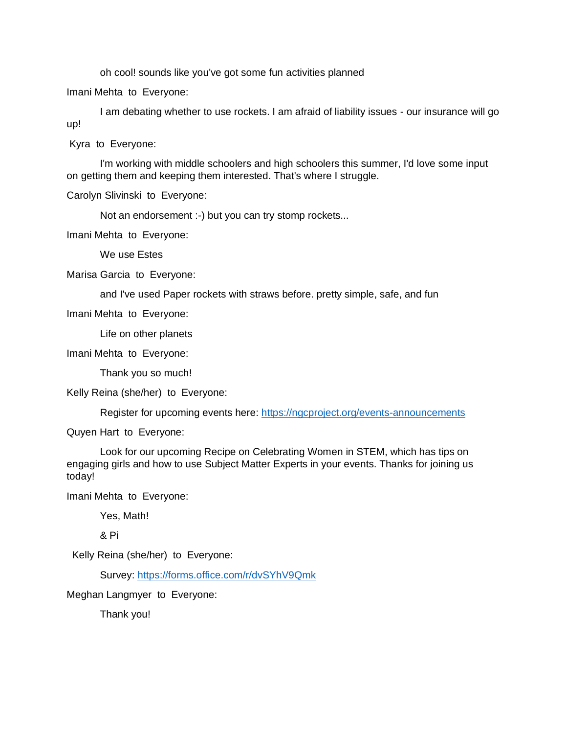oh cool! sounds like you've got some fun activities planned

Imani Mehta to Everyone:

I am debating whether to use rockets. I am afraid of liability issues - our insurance will go up!

Kyra to Everyone:

I'm working with middle schoolers and high schoolers this summer, I'd love some input on getting them and keeping them interested. That's where I struggle.

Carolyn Slivinski to Everyone:

Not an endorsement :-) but you can try stomp rockets...

Imani Mehta to Everyone:

We use Estes

Marisa Garcia to Everyone:

and I've used Paper rockets with straws before. pretty simple, safe, and fun

Imani Mehta to Everyone:

Life on other planets

Imani Mehta to Everyone:

Thank you so much!

Kelly Reina (she/her) to Everyone:

Register for upcoming events here: https://ngcproject.org/events-announcements

Quyen Hart to Everyone:

Look for our upcoming Recipe on Celebrating Women in STEM, which has tips on engaging girls and how to use Subject Matter Experts in your events. Thanks for joining us today!

Imani Mehta to Everyone:

Yes, Math!

& Pi

Kelly Reina (she/her) to Everyone:

Survey: https://forms.office.com/r/dvSYhV9Qmk

Meghan Langmyer to Everyone:

Thank you!